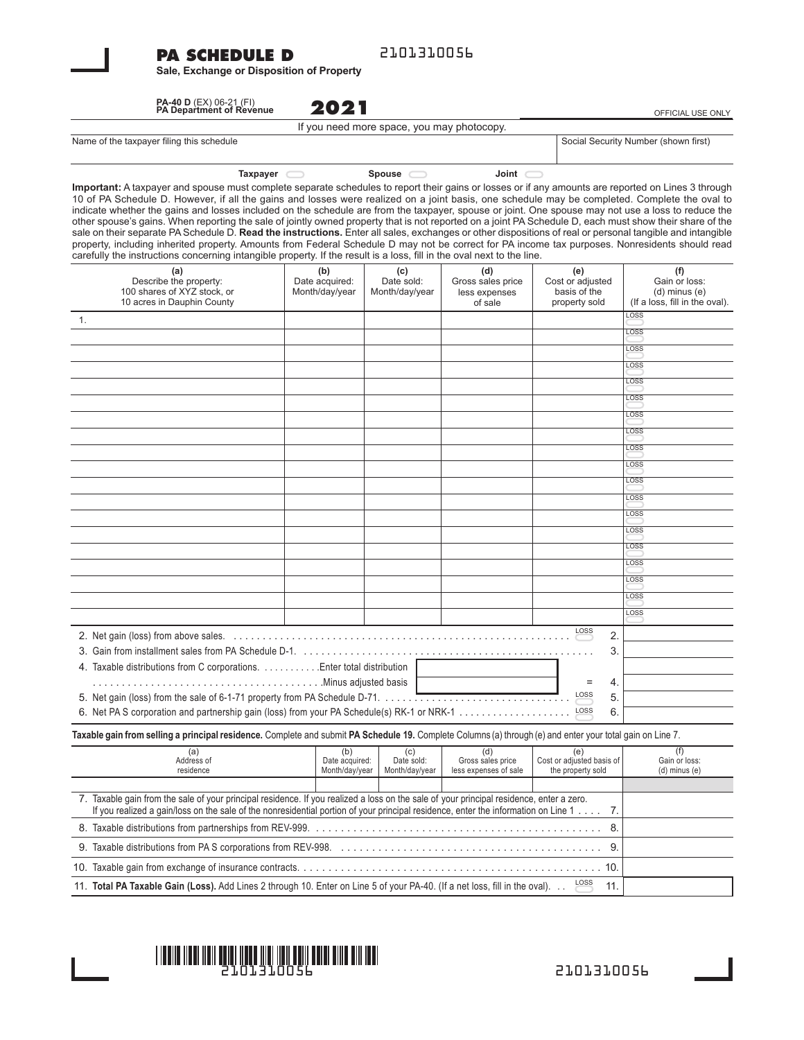# PA SCHEDULE D

2101310056

**Sale, Exchange or Disposition of Property**

**PA-40 D** (EX) 06-21 (FI)
**PA Department of Revenue**

**2021**

OFFICIAL USE ONLY

If you need more space, you may photocopy.

| Name of the taxpayer filing this schedule | Social Security Number (shown first) |
|---|---|
| | |

Taxpayer ◯ Spouse ◯ Joint ◯

**Important:** A taxpayer and spouse must complete separate schedules to report their gains or losses or if any amounts are reported on Lines 3 through 10 of PA Schedule D. However, if all the gains and losses were realized on a joint basis, one schedule may be completed. Complete the oval to indicate whether the gains and losses included on the schedule are from the taxpayer, spouse or joint. One spouse may not use a loss to reduce the other spouse's gains. When reporting the sale of jointly owned property that is not reported on a joint PA Schedule D, each must show their share of the sale on their separate PA Schedule D. **Read the instructions.** Enter all sales, exchanges or other dispositions of real or personal tangible and intangible property, including inherited property. Amounts from Federal Schedule D may not be correct for PA income tax purposes. Nonresidents should read carefully the instructions concerning intangible property. If the result is a loss, fill in the oval next to the line.

| (a) Describe the property: 100 shares of XYZ stock, or 10 acres in Dauphin County | (b) Date acquired: Month/day/year | (c) Date sold: Month/day/year | (d) Gross sales price less expenses of sale | (e) Cost or adjusted basis of the property sold | (f) Gain or loss: (d) minus (e) (If a loss, fill in the oval). |
|---|---|---|---|---|---|
| 1. | | | | | LOSS ◯ |
| | | | | | LOSS ◯ |
| | | | | | LOSS ◯ |
| | | | | | LOSS ◯ |
| | | | | | LOSS ◯ |
| | | | | | LOSS ◯ |
| | | | | | LOSS ◯ |
| | | | | | LOSS ◯ |
| | | | | | LOSS ◯ |
| | | | | | LOSS ◯ |
| | | | | | LOSS ◯ |
| | | | | | LOSS ◯ |
| | | | | | LOSS ◯ |
| | | | | | LOSS ◯ |
| | | | | | LOSS ◯ |
| | | | | | LOSS ◯ |
| | | | | | LOSS ◯ |
| | | | | | LOSS ◯ |
| | | | | | LOSS ◯ |

2. Net gain (loss) from above sales. LOSS ◯ 2. ______

3. Gain from installment sales from PA Schedule D-1. 3. ______

4. Taxable distributions from C corporations. Enter total distribution ______
Minus adjusted basis ______ = 4. ______

5. Net gain (loss) from the sale of 6-1-71 property from PA Schedule D-71. LOSS ◯ 5. ______

6. Net PA S corporation and partnership gain (loss) from your PA Schedule(s) RK-1 or NRK-1 LOSS ◯ 6. ______

**Taxable gain from selling a principal residence.** Complete and submit **PA Schedule 19.** Complete Columns (a) through (e) and enter your total gain on Line 7.

| (a) Address of residence | (b) Date acquired: Month/day/year | (c) Date sold: Month/day/year | (d) Gross sales price less expenses of sale | (e) Cost or adjusted basis of the property sold | (f) Gain or loss: (d) minus (e) |
|---|---|---|---|---|---|
| | | | | | |

7. Taxable gain from the sale of your principal residence. If you realized a loss on the sale of your principal residence, enter a zero. If you realized a gain/loss on the sale of the nonresidential portion of your principal residence, enter the information on Line 1 7. ______

8. Taxable distributions from partnerships from REV-999. 8. ______

9. Taxable distributions from PA S corporations from REV-998. 9. ______

10. Taxable gain from exchange of insurance contracts. 10. ______

11. **Total PA Taxable Gain (Loss).** Add Lines 2 through 10. Enter on Line 5 of your PA-40. (If a net loss, fill in the oval). LOSS ◯ 11. ______

2101310056

2101310056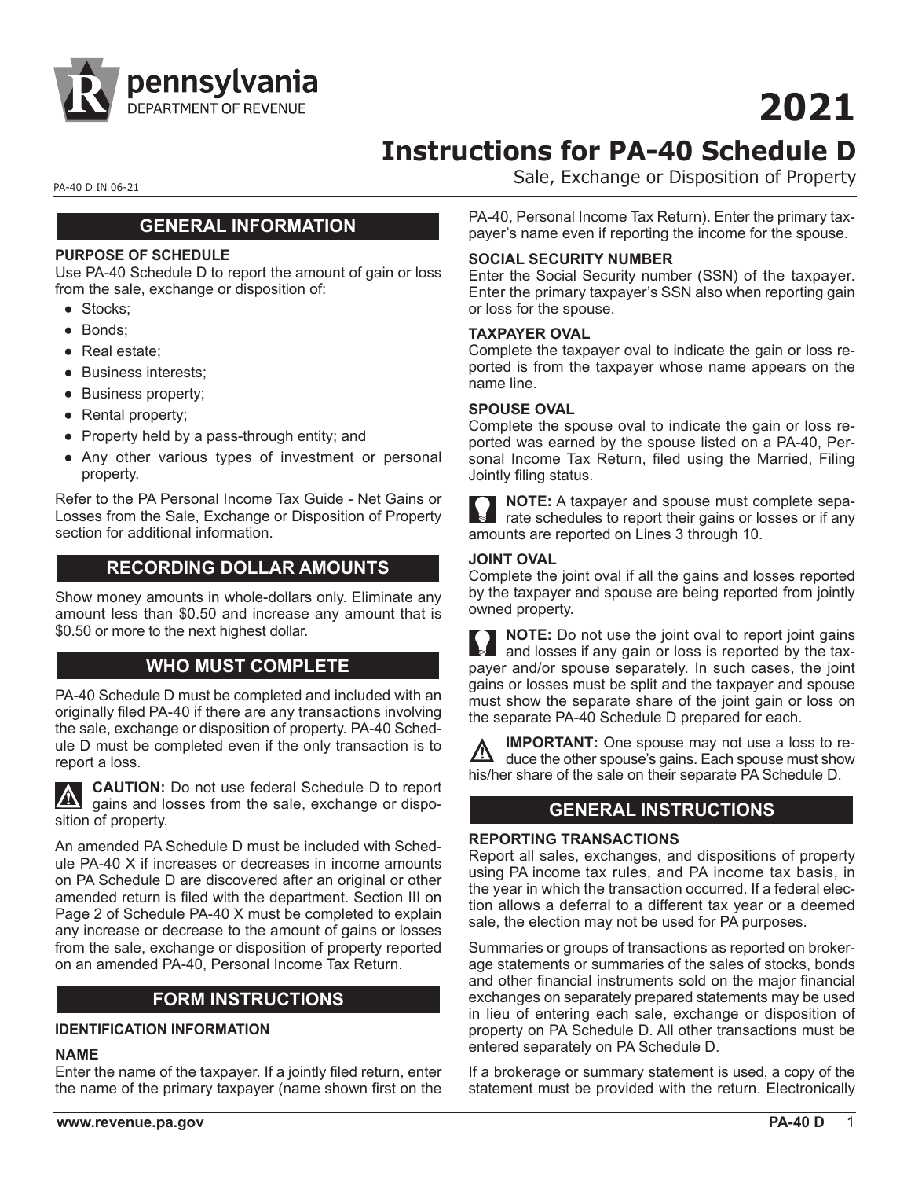# 2021

# Instructions for PA-40 Schedule D

Sale, Exchange or Disposition of Property

PA-40 D IN 06-21

## GENERAL INFORMATION

### PURPOSE OF SCHEDULE

Use PA-40 Schedule D to report the amount of gain or loss from the sale, exchange or disposition of:

- Stocks;
- Bonds;
- Real estate;
- Business interests;
- Business property;
- Rental property;
- Property held by a pass-through entity; and
- Any other various types of investment or personal property.

Refer to the PA Personal Income Tax Guide - Net Gains or Losses from the Sale, Exchange or Disposition of Property section for additional information.

## RECORDING DOLLAR AMOUNTS

Show money amounts in whole-dollars only. Eliminate any amount less than $0.50 and increase any amount that is $0.50 or more to the next highest dollar.

## WHO MUST COMPLETE

PA-40 Schedule D must be completed and included with an originally filed PA-40 if there are any transactions involving the sale, exchange or disposition of property. PA-40 Schedule D must be completed even if the only transaction is to report a loss.

**CAUTION:** Do not use federal Schedule D to report gains and losses from the sale, exchange or disposition of property.

An amended PA Schedule D must be included with Schedule PA-40 X if increases or decreases in income amounts on PA Schedule D are discovered after an original or other amended return is filed with the department. Section III on Page 2 of Schedule PA-40 X must be completed to explain any increase or decrease to the amount of gains or losses from the sale, exchange or disposition of property reported on an amended PA-40, Personal Income Tax Return.

## FORM INSTRUCTIONS

### IDENTIFICATION INFORMATION

### NAME

Enter the name of the taxpayer. If a jointly filed return, enter the name of the primary taxpayer (name shown first on the PA-40, Personal Income Tax Return). Enter the primary taxpayer's name even if reporting the income for the spouse.

### SOCIAL SECURITY NUMBER

Enter the Social Security number (SSN) of the taxpayer. Enter the primary taxpayer's SSN also when reporting gain or loss for the spouse.

### TAXPAYER OVAL

Complete the taxpayer oval to indicate the gain or loss reported is from the taxpayer whose name appears on the name line.

### SPOUSE OVAL

Complete the spouse oval to indicate the gain or loss reported was earned by the spouse listed on a PA-40, Personal Income Tax Return, filed using the Married, Filing Jointly filing status.

**NOTE:** A taxpayer and spouse must complete separate schedules to report their gains or losses or if any amounts are reported on Lines 3 through 10.

### JOINT OVAL

Complete the joint oval if all the gains and losses reported by the taxpayer and spouse are being reported from jointly owned property.

**NOTE:** Do not use the joint oval to report joint gains and losses if any gain or loss is reported by the taxpayer and/or spouse separately. In such cases, the joint gains or losses must be split and the taxpayer and spouse must show the separate share of the joint gain or loss on the separate PA-40 Schedule D prepared for each.

**IMPORTANT:** One spouse may not use a loss to reduce the other spouse's gains. Each spouse must show his/her share of the sale on their separate PA Schedule D.

## GENERAL INSTRUCTIONS

### REPORTING TRANSACTIONS

Report all sales, exchanges, and dispositions of property using PA income tax rules, and PA income tax basis, in the year in which the transaction occurred. If a federal election allows a deferral to a different tax year or a deemed sale, the election may not be used for PA purposes.

Summaries or groups of transactions as reported on brokerage statements or summaries of the sales of stocks, bonds and other financial instruments sold on the major financial exchanges on separately prepared statements may be used in lieu of entering each sale, exchange or disposition of property on PA Schedule D. All other transactions must be entered separately on PA Schedule D.

If a brokerage or summary statement is used, a copy of the statement must be provided with the return. Electronically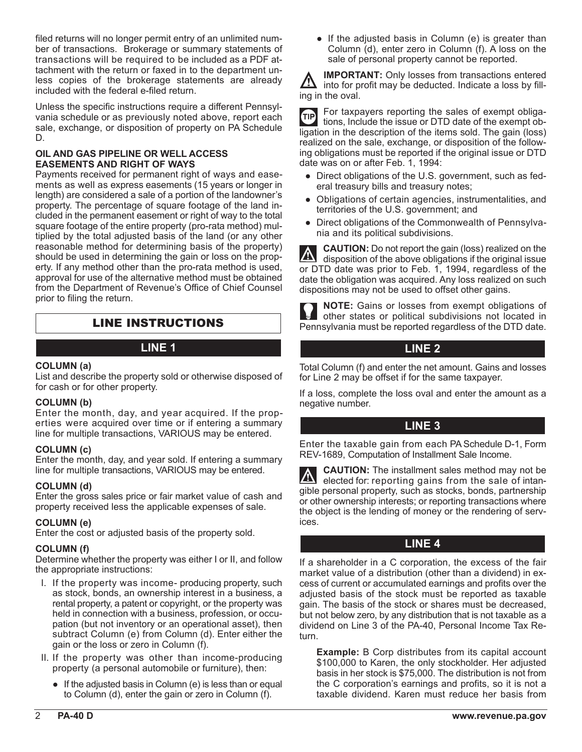filed returns will no longer permit entry of an unlimited number of transactions. Brokerage or summary statements of transactions will be required to be included as a PDF attachment with the return or faxed in to the department unless copies of the brokerage statements are already included with the federal e-filed return.

Unless the specific instructions require a different Pennsylvania schedule or as previously noted above, report each sale, exchange, or disposition of property on PA Schedule D.

**OIL AND GAS PIPELINE OR WELL ACCESS EASEMENTS AND RIGHT OF WAYS**

Payments received for permanent right of ways and easements as well as express easements (15 years or longer in length) are considered a sale of a portion of the landowner's property. The percentage of square footage of the land included in the permanent easement or right of way to the total square footage of the entire property (pro-rata method) multiplied by the total adjusted basis of the land (or any other reasonable method for determining basis of the property) should be used in determining the gain or loss on the property. If any method other than the pro-rata method is used, approval for use of the alternative method must be obtained from the Department of Revenue's Office of Chief Counsel prior to filing the return.

# LINE INSTRUCTIONS

## LINE 1

**COLUMN (a)**

List and describe the property sold or otherwise disposed of for cash or for other property.

**COLUMN (b)**

Enter the month, day, and year acquired. If the properties were acquired over time or if entering a summary line for multiple transactions, VARIOUS may be entered.

**COLUMN (c)**

Enter the month, day, and year sold. If entering a summary line for multiple transactions, VARIOUS may be entered.

**COLUMN (d)**

Enter the gross sales price or fair market value of cash and property received less the applicable expenses of sale.

**COLUMN (e)**

Enter the cost or adjusted basis of the property sold.

**COLUMN (f)**

Determine whether the property was either I or II, and follow the appropriate instructions:

I. If the property was income- producing property, such as stock, bonds, an ownership interest in a business, a rental property, a patent or copyright, or the property was held in connection with a business, profession, or occupation (but not inventory or an operational asset), then subtract Column (e) from Column (d). Enter either the gain or the loss or zero in Column (f).

II. If the property was other than income-producing property (a personal automobile or furniture), then:

- If the adjusted basis in Column (e) is less than or equal to Column (d), enter the gain or zero in Column (f).
- If the adjusted basis in Column (e) is greater than Column (d), enter zero in Column (f). A loss on the sale of personal property cannot be reported.

**IMPORTANT:** Only losses from transactions entered into for profit may be deducted. Indicate a loss by filling in the oval.

**TIP** For taxpayers reporting the sales of exempt obligations, Include the issue or DTD date of the exempt obligation in the description of the items sold. The gain (loss) realized on the sale, exchange, or disposition of the following obligations must be reported if the original issue or DTD date was on or after Feb. 1, 1994:

- Direct obligations of the U.S. government, such as federal treasury bills and treasury notes;
- Obligations of certain agencies, instrumentalities, and territories of the U.S. government; and
- Direct obligations of the Commonwealth of Pennsylvania and its political subdivisions.

**CAUTION:** Do not report the gain (loss) realized on the disposition of the above obligations if the original issue or DTD date was prior to Feb. 1, 1994, regardless of the date the obligation was acquired. Any loss realized on such dispositions may not be used to offset other gains.

**NOTE:** Gains or losses from exempt obligations of other states or political subdivisions not located in Pennsylvania must be reported regardless of the DTD date.

## LINE 2

Total Column (f) and enter the net amount. Gains and losses for Line 2 may be offset if for the same taxpayer.

If a loss, complete the loss oval and enter the amount as a negative number.

## LINE 3

Enter the taxable gain from each PA Schedule D-1, Form REV-1689, Computation of Installment Sale Income.

**CAUTION:** The installment sales method may not be elected for: reporting gains from the sale of intangible personal property, such as stocks, bonds, partnership or other ownership interests; or reporting transactions where the object is the lending of money or the rendering of services.

## LINE 4

If a shareholder in a C corporation, the excess of the fair market value of a distribution (other than a dividend) in excess of current or accumulated earnings and profits over the adjusted basis of the stock must be reported as taxable gain. The basis of the stock or shares must be decreased, but not below zero, by any distribution that is not taxable as a dividend on Line 3 of the PA-40, Personal Income Tax Return.

> **Example:** B Corp distributes from its capital account \$100,000 to Karen, the only stockholder. Her adjusted basis in her stock is \$75,000. The distribution is not from the C corporation's earnings and profits, so it is not a taxable dividend. Karen must reduce her basis from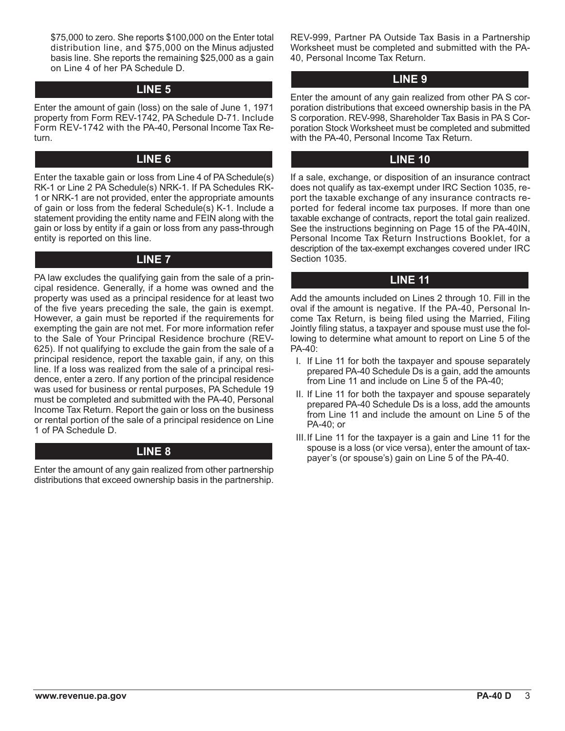$75,000 to zero. She reports $100,000 on the Enter total distribution line, and $75,000 on the Minus adjusted basis line. She reports the remaining $25,000 as a gain on Line 4 of her PA Schedule D.

## LINE 5

Enter the amount of gain (loss) on the sale of June 1, 1971 property from Form REV-1742, PA Schedule D-71. Include Form REV-1742 with the PA-40, Personal Income Tax Return.

## LINE 6

Enter the taxable gain or loss from Line 4 of PA Schedule(s) RK-1 or Line 2 PA Schedule(s) NRK-1. If PA Schedules RK-1 or NRK-1 are not provided, enter the appropriate amounts of gain or loss from the federal Schedule(s) K-1. Include a statement providing the entity name and FEIN along with the gain or loss by entity if a gain or loss from any pass-through entity is reported on this line.

## LINE 7

PA law excludes the qualifying gain from the sale of a principal residence. Generally, if a home was owned and the property was used as a principal residence for at least two of the five years preceding the sale, the gain is exempt. However, a gain must be reported if the requirements for exempting the gain are not met. For more information refer to the Sale of Your Principal Residence brochure (REV-625). If not qualifying to exclude the gain from the sale of a principal residence, report the taxable gain, if any, on this line. If a loss was realized from the sale of a principal residence, enter a zero. If any portion of the principal residence was used for business or rental purposes, PA Schedule 19 must be completed and submitted with the PA-40, Personal Income Tax Return. Report the gain or loss on the business or rental portion of the sale of a principal residence on Line 1 of PA Schedule D.

## LINE 8

Enter the amount of any gain realized from other partnership distributions that exceed ownership basis in the partnership. REV-999, Partner PA Outside Tax Basis in a Partnership Worksheet must be completed and submitted with the PA-40, Personal Income Tax Return.

## LINE 9

Enter the amount of any gain realized from other PA S corporation distributions that exceed ownership basis in the PA S corporation. REV-998, Shareholder Tax Basis in PA S Corporation Stock Worksheet must be completed and submitted with the PA-40, Personal Income Tax Return.

## LINE 10

If a sale, exchange, or disposition of an insurance contract does not qualify as tax-exempt under IRC Section 1035, report the taxable exchange of any insurance contracts reported for federal income tax purposes. If more than one taxable exchange of contracts, report the total gain realized. See the instructions beginning on Page 15 of the PA-40IN, Personal Income Tax Return Instructions Booklet, for a description of the tax-exempt exchanges covered under IRC Section 1035.

## LINE 11

Add the amounts included on Lines 2 through 10. Fill in the oval if the amount is negative. If the PA-40, Personal Income Tax Return, is being filed using the Married, Filing Jointly filing status, a taxpayer and spouse must use the following to determine what amount to report on Line 5 of the PA-40:

I. If Line 11 for both the taxpayer and spouse separately prepared PA-40 Schedule Ds is a gain, add the amounts from Line 11 and include on Line 5 of the PA-40;

II. If Line 11 for both the taxpayer and spouse separately prepared PA-40 Schedule Ds is a loss, add the amounts from Line 11 and include the amount on Line 5 of the PA-40; or

III. If Line 11 for the taxpayer is a gain and Line 11 for the spouse is a loss (or vice versa), enter the amount of taxpayer's (or spouse's) gain on Line 5 of the PA-40.